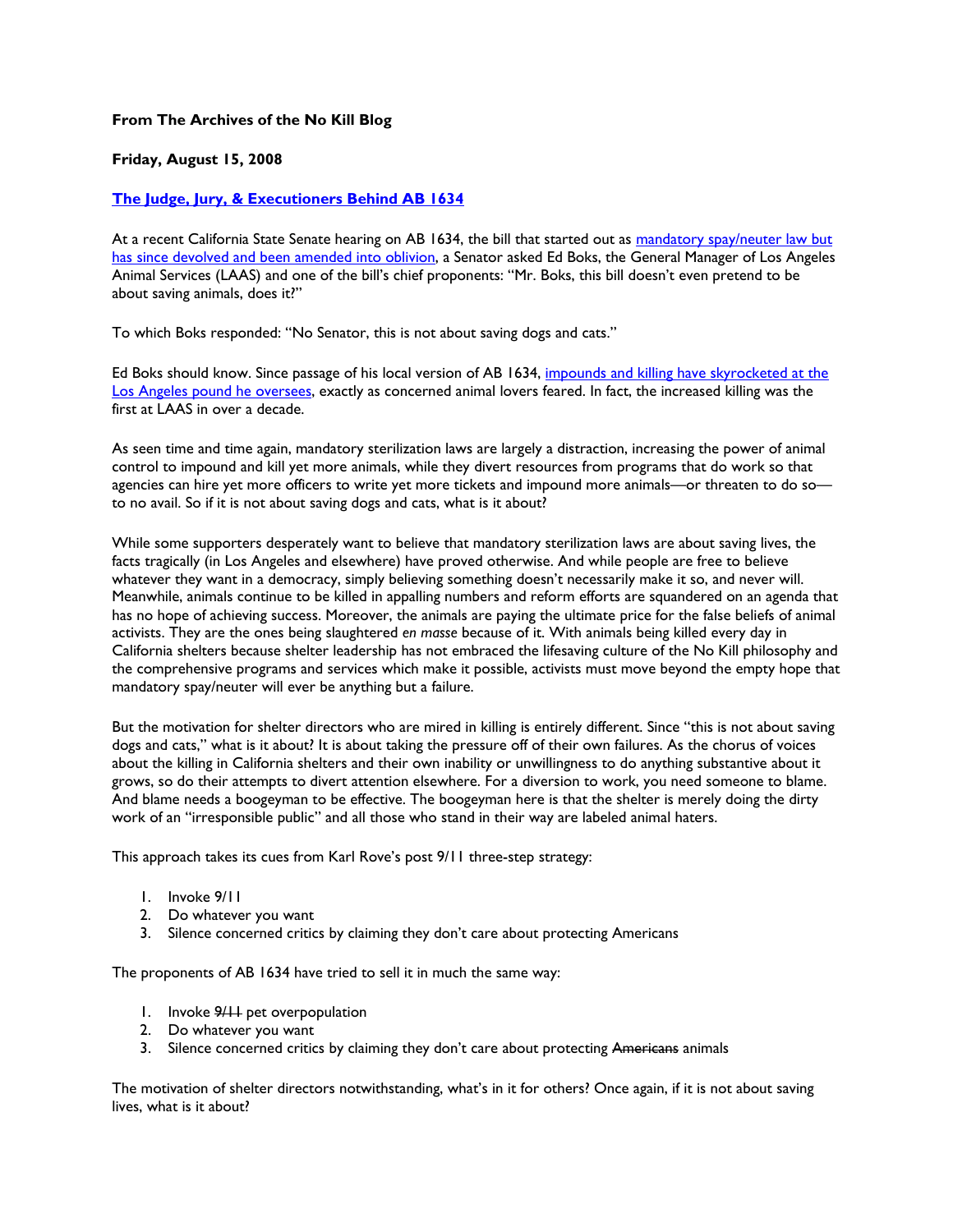**From The Archives of the No Kill Blog**

**Friday, August 15, 2008**

## The Judge, Jury, & Executioners Behind AB 1634

At a recent California State Senate hearing on AB 1634, the bill that started out as mandatory spay/neuter law but has since devolved and been amended into oblivion, a Senator asked Ed Boks, the General Manager of Los Angeles Animal Services (LAAS) and one of the bill's chief proponents: "Mr. Boks, this bill doesn't even pretend to be about saving animals, does it?"

To which Boks responded: "No Senator, this is not about saving dogs and cats."

Ed Boks should know. Since passage of his local version of AB 1634, impounds and killing have skyrocketed at the Los Angeles pound he oversees, exactly as concerned animal lovers feared. In fact, the increased killing was the first at LAAS in over a decade.

As seen time and time again, mandatory sterilization laws are largely a distraction, increasing the power of animal control to impound and kill yet more animals, while they divert resources from programs that do work so that agencies can hire yet more officers to write yet more tickets and impound more animals—or threaten to do so—to no avail. So if it is not about saving dogs and cats, what is it about?

While some supporters desperately want to believe that mandatory sterilization laws are about saving lives, the facts tragically (in Los Angeles and elsewhere) have proved otherwise. And while people are free to believe whatever they want in a democracy, simply believing something doesn't necessarily make it so, and never will. Meanwhile, animals continue to be killed in appalling numbers and reform efforts are squandered on an agenda that has no hope of achieving success. Moreover, the animals are paying the ultimate price for the false beliefs of animal activists. They are the ones being slaughtered *en masse* because of it. With animals being killed every day in California shelters because shelter leadership has not embraced the lifesaving culture of the No Kill philosophy and the comprehensive programs and services which make it possible, activists must move beyond the empty hope that mandatory spay/neuter will ever be anything but a failure.

But the motivation for shelter directors who are mired in killing is entirely different. Since "this is not about saving dogs and cats," what is it about? It is about taking the pressure off of their own failures. As the chorus of voices about the killing in California shelters and their own inability or unwillingness to do anything substantive about it grows, so do their attempts to divert attention elsewhere. For a diversion to work, you need someone to blame. And blame needs a boogeyman to be effective. The boogeyman here is that the shelter is merely doing the dirty work of an "irresponsible public" and all those who stand in their way are labeled animal haters.

This approach takes its cues from Karl Rove's post 9/11 three-step strategy:

1. Invoke 9/11
2. Do whatever you want
3. Silence concerned critics by claiming they don't care about protecting Americans

The proponents of AB 1634 have tried to sell it in much the same way:

1. Invoke ~~9/11~~ pet overpopulation
2. Do whatever you want
3. Silence concerned critics by claiming they don't care about protecting ~~Americans~~ animals

The motivation of shelter directors notwithstanding, what's in it for others? Once again, if it is not about saving lives, what is it about?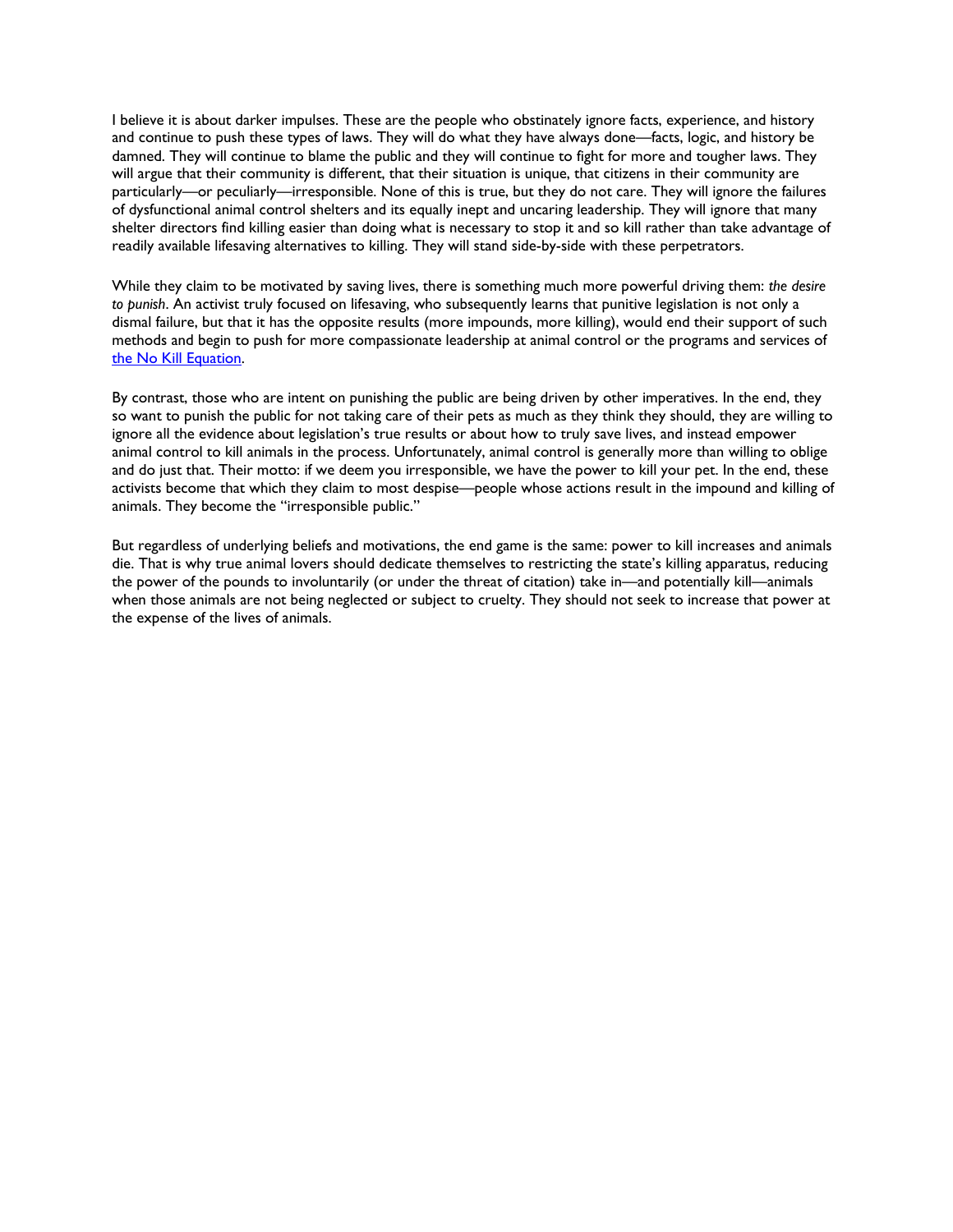I believe it is about darker impulses. These are the people who obstinately ignore facts, experience, and history and continue to push these types of laws. They will do what they have always done—facts, logic, and history be damned. They will continue to blame the public and they will continue to fight for more and tougher laws. They will argue that their community is different, that their situation is unique, that citizens in their community are particularly—or peculiarly—irresponsible. None of this is true, but they do not care. They will ignore the failures of dysfunctional animal control shelters and its equally inept and uncaring leadership. They will ignore that many shelter directors find killing easier than doing what is necessary to stop it and so kill rather than take advantage of readily available lifesaving alternatives to killing. They will stand side-by-side with these perpetrators.

While they claim to be motivated by saving lives, there is something much more powerful driving them: *the desire to punish*. An activist truly focused on lifesaving, who subsequently learns that punitive legislation is not only a dismal failure, but that it has the opposite results (more impounds, more killing), would end their support of such methods and begin to push for more compassionate leadership at animal control or the programs and services of [the No Kill Equation](#).

By contrast, those who are intent on punishing the public are being driven by other imperatives. In the end, they so want to punish the public for not taking care of their pets as much as they think they should, they are willing to ignore all the evidence about legislation's true results or about how to truly save lives, and instead empower animal control to kill animals in the process. Unfortunately, animal control is generally more than willing to oblige and do just that. Their motto: if we deem you irresponsible, we have the power to kill your pet. In the end, these activists become that which they claim to most despise—people whose actions result in the impound and killing of animals. They become the "irresponsible public."

But regardless of underlying beliefs and motivations, the end game is the same: power to kill increases and animals die. That is why true animal lovers should dedicate themselves to restricting the state's killing apparatus, reducing the power of the pounds to involuntarily (or under the threat of citation) take in—and potentially kill—animals when those animals are not being neglected or subject to cruelty. They should not seek to increase that power at the expense of the lives of animals.